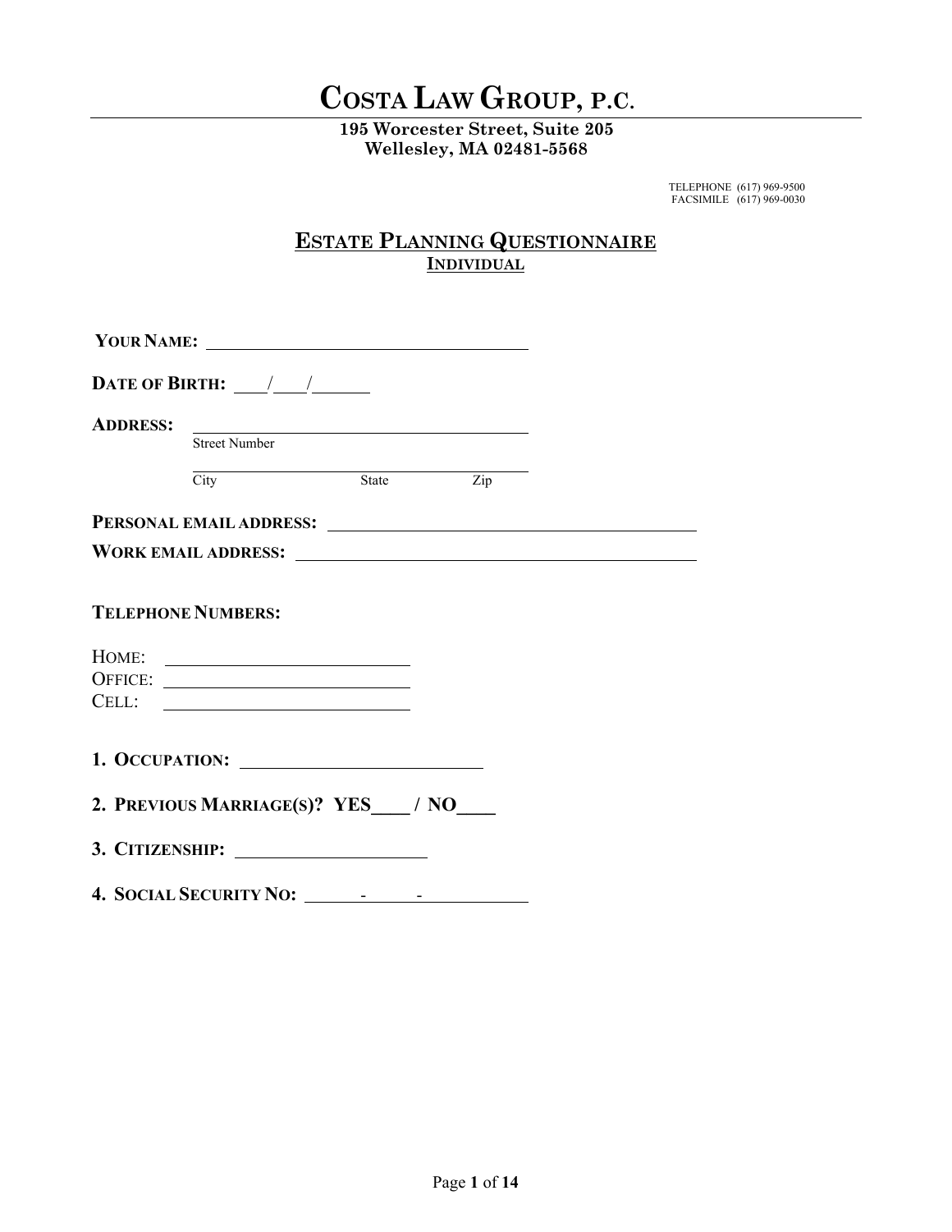# COSTA LAW GROUP, P.C.

**195 Worcester Street, Suite 205**
**Wellesley, MA 02481-5568**

TELEPHONE (617) 969-9500
FACSIMILE (617) 969-0030

## ESTATE PLANNING QUESTIONNAIRE
### INDIVIDUAL

**YOUR NAME:** ______________________________

**DATE OF BIRTH:** ___/___/_____

**ADDRESS:** ______________________________
Street Number

______________________________
City State Zip

**PERSONAL EMAIL ADDRESS:** ______________________________

**WORK EMAIL ADDRESS:** ______________________________

**TELEPHONE NUMBERS:**

HOME: ______________________
OFFICE: ______________________
CELL: ______________________

**1. OCCUPATION:** ______________________

**2. PREVIOUS MARRIAGE(S)? YES____ / NO____**

**3. CITIZENSHIP:** ________________

**4. SOCIAL SECURITY NO:** _____-_____-________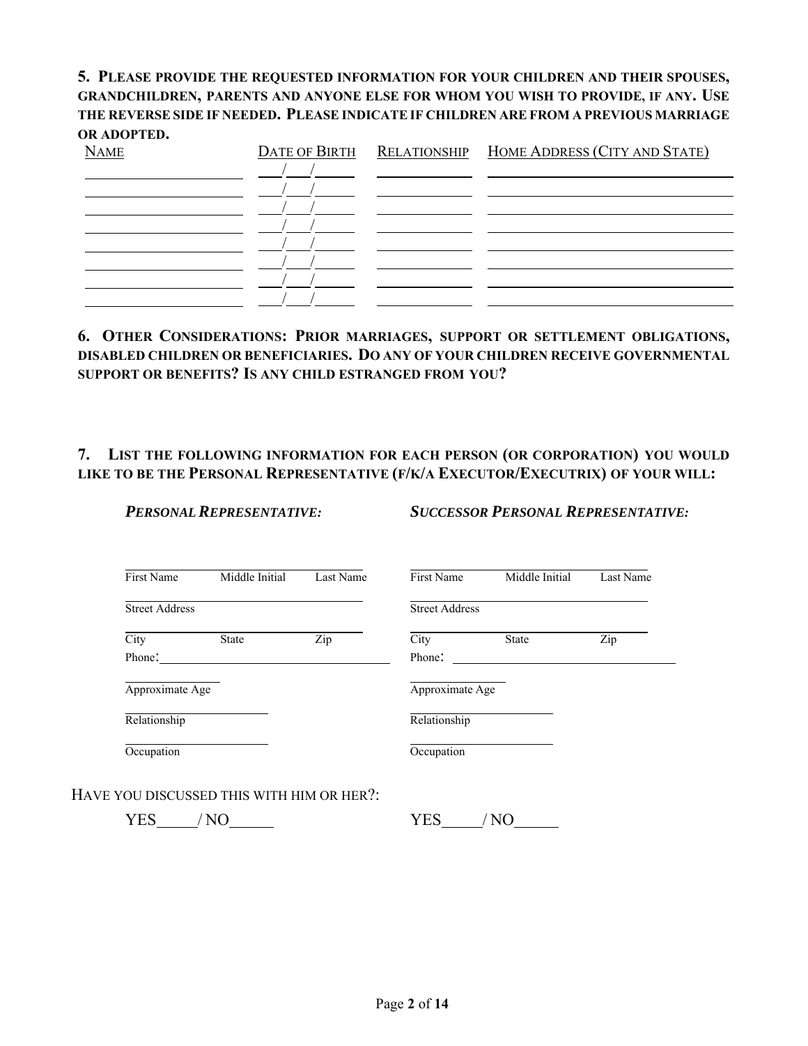**5. PLEASE PROVIDE THE REQUESTED INFORMATION FOR YOUR CHILDREN AND THEIR SPOUSES, GRANDCHILDREN, PARENTS AND ANYONE ELSE FOR WHOM YOU WISH TO PROVIDE, IF ANY. USE THE REVERSE SIDE IF NEEDED. PLEASE INDICATE IF CHILDREN ARE FROM A PREVIOUS MARRIAGE OR ADOPTED.**

| NAME | DATE OF BIRTH | RELATIONSHIP | HOME ADDRESS (CITY AND STATE) |
|---|---|---|---|
| | \_\_\_/\_\_\_/\_\_\_\_\_ | | |
| | \_\_\_/\_\_\_/\_\_\_\_\_ | | |
| | \_\_\_/\_\_\_/\_\_\_\_\_ | | |
| | \_\_\_/\_\_\_/\_\_\_\_\_ | | |
| | \_\_\_/\_\_\_/\_\_\_\_\_ | | |
| | \_\_\_/\_\_\_/\_\_\_\_\_ | | |
| | \_\_\_/\_\_\_/\_\_\_\_\_ | | |
| | \_\_\_/\_\_\_/\_\_\_\_\_ | | |

**6. OTHER CONSIDERATIONS: PRIOR MARRIAGES, SUPPORT OR SETTLEMENT OBLIGATIONS, DISABLED CHILDREN OR BENEFICIARIES. DO ANY OF YOUR CHILDREN RECEIVE GOVERNMENTAL SUPPORT OR BENEFITS? IS ANY CHILD ESTRANGED FROM YOU?**

**7. LIST THE FOLLOWING INFORMATION FOR EACH PERSON (OR CORPORATION) YOU WOULD LIKE TO BE THE PERSONAL REPRESENTATIVE (F/K/A EXECUTOR/EXECUTRIX) OF YOUR WILL:**

| ***PERSONAL REPRESENTATIVE:*** | ***SUCCESSOR PERSONAL REPRESENTATIVE:*** |
|---|---|
| First Name &nbsp;&nbsp; Middle Initial &nbsp;&nbsp; Last Name | First Name &nbsp;&nbsp; Middle Initial &nbsp;&nbsp; Last Name |
| Street Address | Street Address |
| City &nbsp;&nbsp; State &nbsp;&nbsp; Zip | City &nbsp;&nbsp; State &nbsp;&nbsp; Zip |
| Phone: | Phone: |
| Approximate Age | Approximate Age |
| Relationship | Relationship |
| Occupation | Occupation |

HAVE YOU DISCUSSED THIS WITH HIM OR HER?:

| | |
|---|---|
| YES\_\_\_\_\_/ NO\_\_\_\_\_\_ | YES\_\_\_\_\_/ NO\_\_\_\_\_\_ |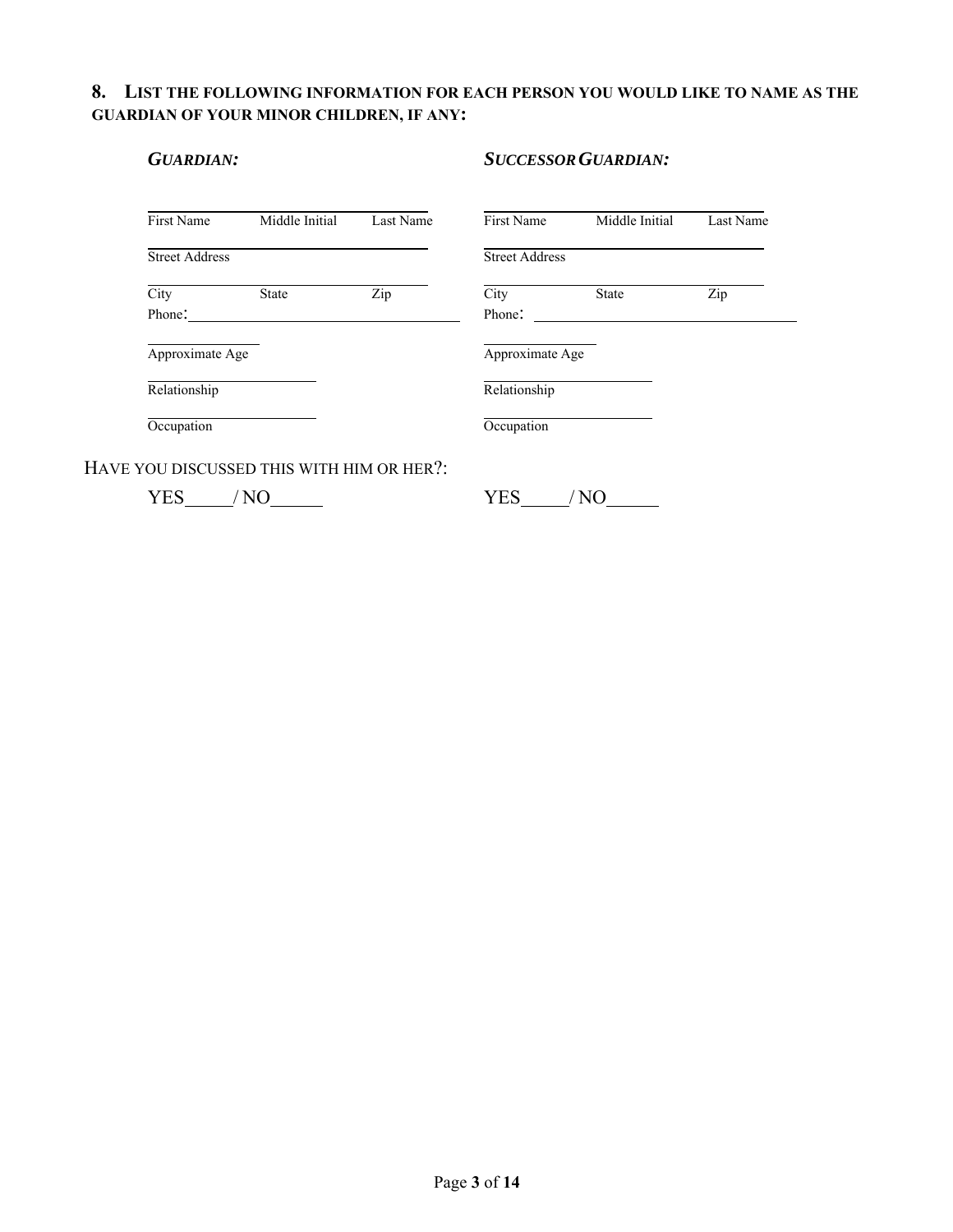## 8. List the following information for each person you would like to name as the guardian of your minor children, if any:

| ***Guardian:*** | ***Successor Guardian:*** |
|---|---|
| First Name ____ Middle Initial ____ Last Name ____ | First Name ____ Middle Initial ____ Last Name ____ |
| Street Address ____ | Street Address ____ |
| City ____ State ____ Zip ____ | City ____ State ____ Zip ____ |
| Phone: ____ | Phone: ____ |
| Approximate Age ____ | Approximate Age ____ |
| Relationship ____ | Relationship ____ |
| Occupation ____ | Occupation ____ |
| Have you discussed this with him or her?: YES____/ NO____ | YES____/ NO____ |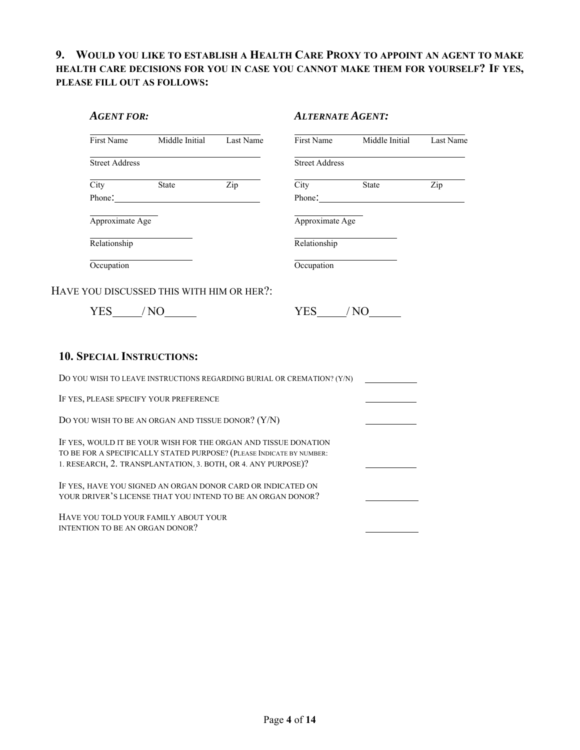## 9. WOULD YOU LIKE TO ESTABLISH A HEALTH CARE PROXY TO APPOINT AN AGENT TO MAKE HEALTH CARE DECISIONS FOR YOU IN CASE YOU CANNOT MAKE THEM FOR YOURSELF? IF YES, PLEASE FILL OUT AS FOLLOWS:

| ***AGENT FOR:*** | ***ALTERNATE AGENT:*** |
|---|---|
| ______________________________ | ______________________________ |
| First Name    Middle Initial    Last Name | First Name    Middle Initial    Last Name |
| ______________________________ | ______________________________ |
| Street Address | Street Address |
| ______________________________ | ______________________________ |
| City    State    Zip | City    State    Zip |
| Phone: ______________________ | Phone: ______________________ |
| ____________ | ____________ |
| Approximate Age | Approximate Age |
| ________________ | ________________ |
| Relationship | Relationship |
| ________________ | ________________ |
| Occupation | Occupation |

HAVE YOU DISCUSSED THIS WITH HIM OR HER?:

| YES_____/ NO_____ | YES_____/ NO_____ |
|---|---|

## 10. SPECIAL INSTRUCTIONS:

DO YOU WISH TO LEAVE INSTRUCTIONS REGARDING BURIAL OR CREMATION? (Y/N) __________

IF YES, PLEASE SPECIFY YOUR PREFERENCE __________

DO YOU WISH TO BE AN ORGAN AND TISSUE DONOR? (Y/N) __________

IF YES, WOULD IT BE YOUR WISH FOR THE ORGAN AND TISSUE DONATION TO BE FOR A SPECIFICALLY STATED PURPOSE? (PLEASE INDICATE BY NUMBER: 1. RESEARCH, 2. TRANSPLANTATION, 3. BOTH, OR 4. ANY PURPOSE)? __________

IF YES, HAVE YOU SIGNED AN ORGAN DONOR CARD OR INDICATED ON YOUR DRIVER'S LICENSE THAT YOU INTEND TO BE AN ORGAN DONOR? __________

HAVE YOU TOLD YOUR FAMILY ABOUT YOUR INTENTION TO BE AN ORGAN DONOR? __________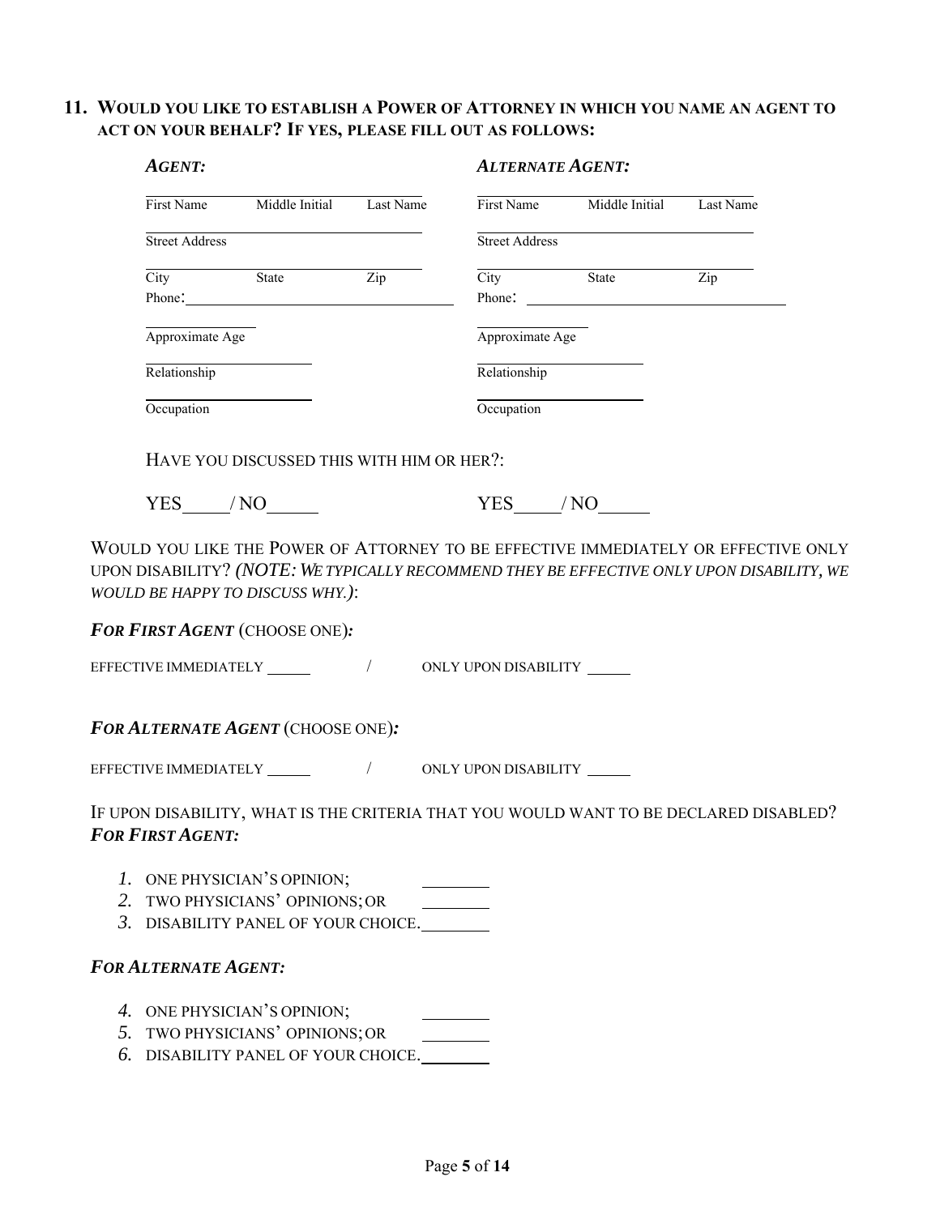## 11. WOULD YOU LIKE TO ESTABLISH A POWER OF ATTORNEY IN WHICH YOU NAME AN AGENT TO ACT ON YOUR BEHALF? IF YES, PLEASE FILL OUT AS FOLLOWS:

| ***AGENT:*** | ***ALTERNATE AGENT:*** |
|---|---|
| First Name Middle Initial Last Name | First Name Middle Initial Last Name |
| Street Address | Street Address |
| City State Zip | City State Zip |
| Phone: | Phone: |
| Approximate Age | Approximate Age |
| Relationship | Relationship |
| Occupation | Occupation |

HAVE YOU DISCUSSED THIS WITH HIM OR HER?:

| | |
|---|---|
| YES_____/ NO_____ | YES_____/ NO_____ |

WOULD YOU LIKE THE POWER OF ATTORNEY TO BE EFFECTIVE IMMEDIATELY OR EFFECTIVE ONLY UPON DISABILITY? *(NOTE: WE TYPICALLY RECOMMEND THEY BE EFFECTIVE ONLY UPON DISABILITY, WE WOULD BE HAPPY TO DISCUSS WHY.)*:

***FOR FIRST AGENT*** (CHOOSE ONE)***:***

EFFECTIVE IMMEDIATELY _____ / ONLY UPON DISABILITY _____

***FOR ALTERNATE AGENT*** (CHOOSE ONE)***:***

EFFECTIVE IMMEDIATELY _____ / ONLY UPON DISABILITY _____

IF UPON DISABILITY, WHAT IS THE CRITERIA THAT YOU WOULD WANT TO BE DECLARED DISABLED?
***FOR FIRST AGENT:***

1. ONE PHYSICIAN'S OPINION; ________
2. TWO PHYSICIANS' OPINIONS; OR ________
3. DISABILITY PANEL OF YOUR CHOICE. ________

***FOR ALTERNATE AGENT:***

4. ONE PHYSICIAN'S OPINION; ________
5. TWO PHYSICIANS' OPINIONS; OR ________
6. DISABILITY PANEL OF YOUR CHOICE. ________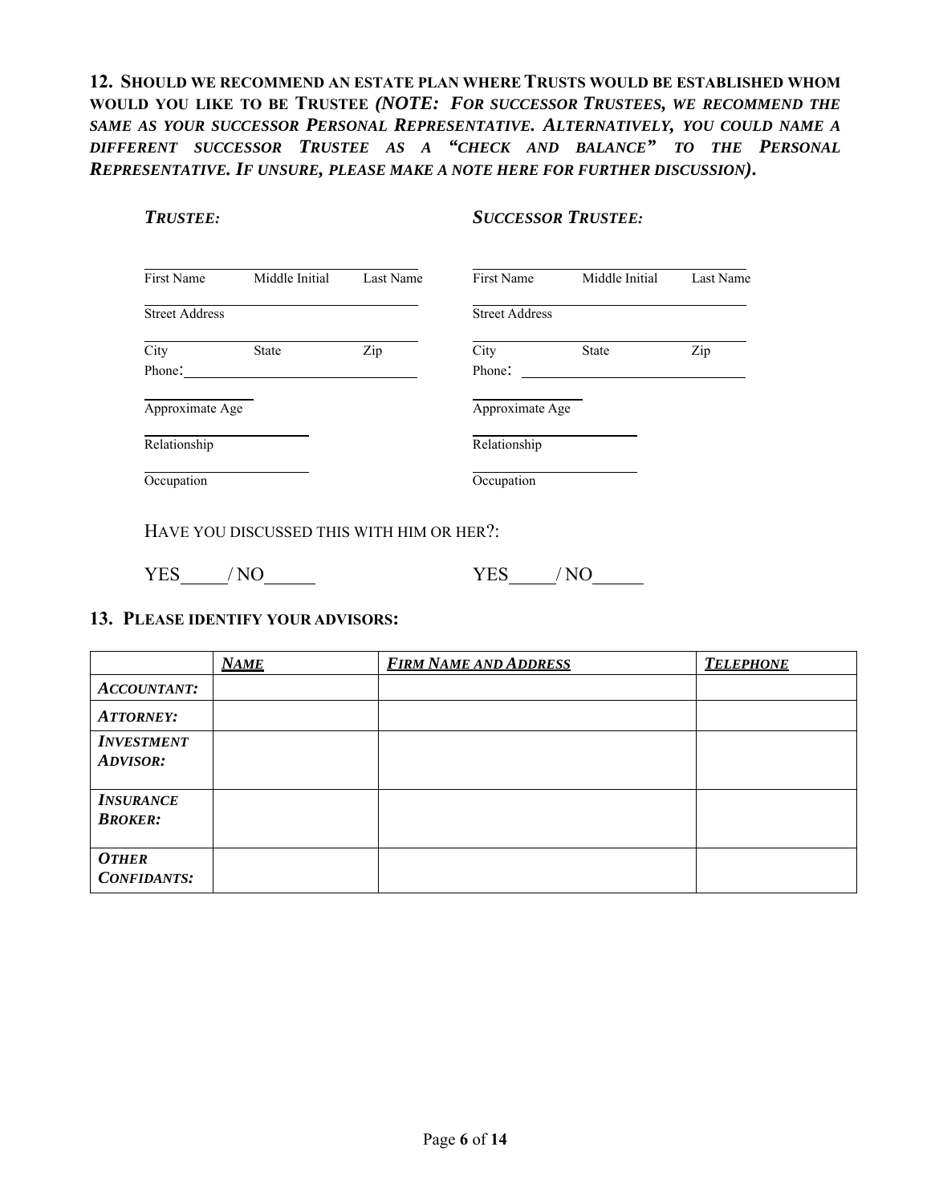**12. SHOULD WE RECOMMEND AN ESTATE PLAN WHERE TRUSTS WOULD BE ESTABLISHED WHOM WOULD YOU LIKE TO BE TRUSTEE *(NOTE: FOR SUCCESSOR TRUSTEES, WE RECOMMEND THE SAME AS YOUR SUCCESSOR PERSONAL REPRESENTATIVE. ALTERNATIVELY, YOU COULD NAME A DIFFERENT SUCCESSOR TRUSTEE AS A "CHECK AND BALANCE" TO THE PERSONAL REPRESENTATIVE. IF UNSURE, PLEASE MAKE A NOTE HERE FOR FURTHER DISCUSSION).***

***TRUSTEE:***

______________________________
First Name    Middle Initial    Last Name

______________________________
Street Address

______________________________
City    State    Zip

Phone: ______________________________

______________
Approximate Age

____________________
Relationship

____________________
Occupation

***SUCCESSOR TRUSTEE:***

______________________________
First Name    Middle Initial    Last Name

______________________________
Street Address

______________________________
City    State    Zip

Phone: ______________________________

______________
Approximate Age

____________________
Relationship

____________________
Occupation

HAVE YOU DISCUSSED THIS WITH HIM OR HER?:

Trustee: YES_____ / NO_____

Successor Trustee: YES_____ / NO_____

**13. PLEASE IDENTIFY YOUR ADVISORS:**

| | ***NAME*** | ***FIRM NAME AND ADDRESS*** | ***TELEPHONE*** |
|---|---|---|---|
| ***ACCOUNTANT:*** | | | |
| ***ATTORNEY:*** | | | |
| ***INVESTMENT ADVISOR:*** | | | |
| ***INSURANCE BROKER:*** | | | |
| ***OTHER CONFIDANTS:*** | | | |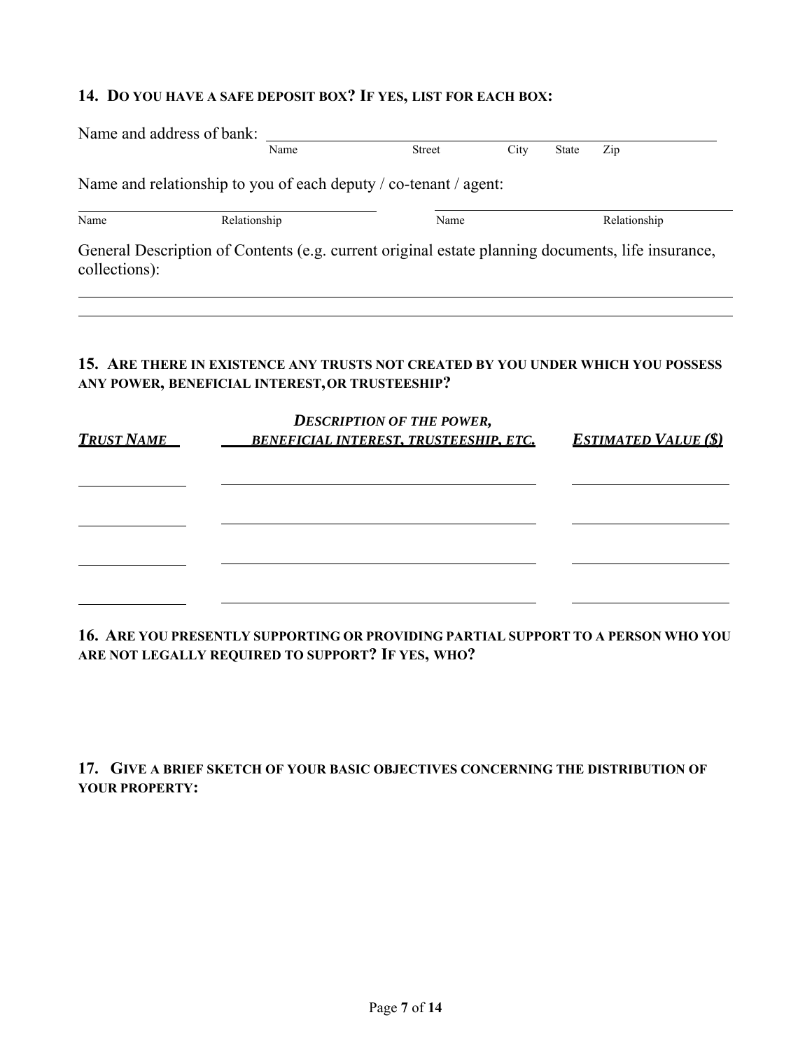### 14. DO YOU HAVE A SAFE DEPOSIT BOX? IF YES, LIST FOR EACH BOX:

Name and address of bank: ______________________________________________
Name Street City State Zip

Name and relationship to you of each deputy / co-tenant / agent:

| Name | Relationship | Name | Relationship |
|---|---|---|---|
| | | | |

General Description of Contents (e.g. current original estate planning documents, life insurance, collections):

______________________________________________

______________________________________________

### 15. ARE THERE IN EXISTENCE ANY TRUSTS NOT CREATED BY YOU UNDER WHICH YOU POSSESS ANY POWER, BENEFICIAL INTEREST, OR TRUSTEESHIP?

| ***TRUST NAME*** | ***DESCRIPTION OF THE POWER, BENEFICIAL INTEREST, TRUSTEESHIP, ETC.*** | ***ESTIMATED VALUE ($)*** |
|---|---|---|
| | | |
| | | |
| | | |
| | | |

### 16. ARE YOU PRESENTLY SUPPORTING OR PROVIDING PARTIAL SUPPORT TO A PERSON WHO YOU ARE NOT LEGALLY REQUIRED TO SUPPORT? IF YES, WHO?

### 17. GIVE A BRIEF SKETCH OF YOUR BASIC OBJECTIVES CONCERNING THE DISTRIBUTION OF YOUR PROPERTY: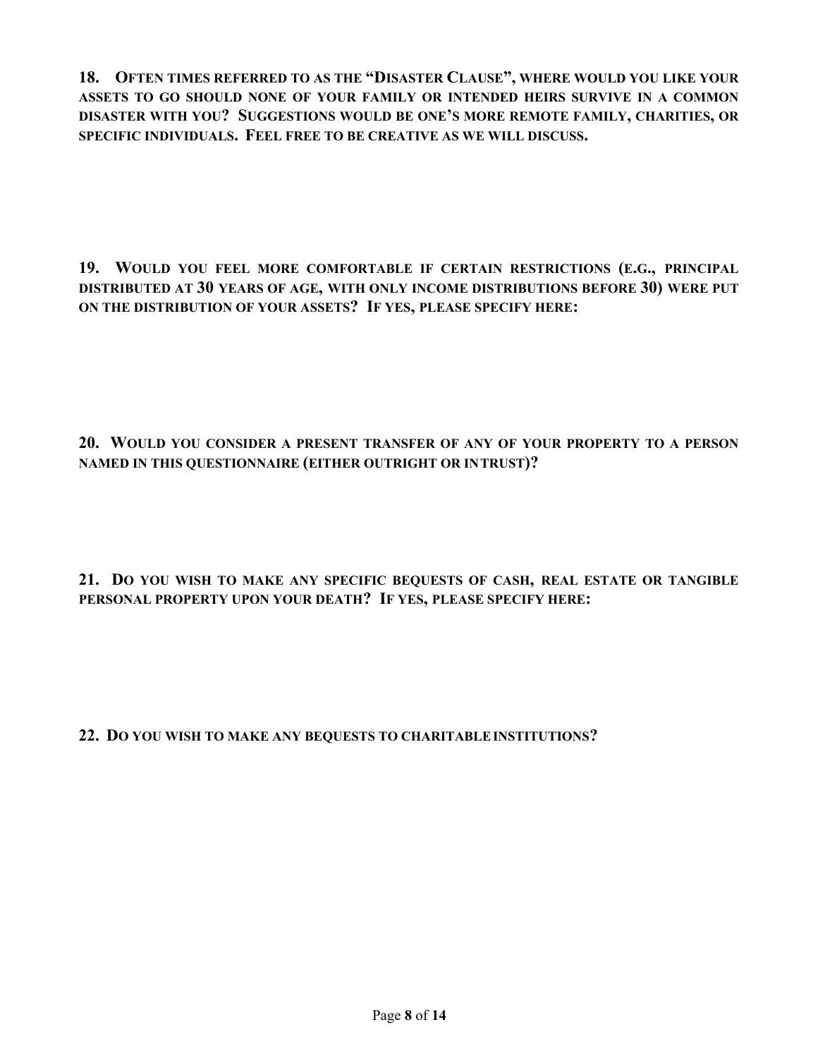**18. Often times referred to as the "Disaster Clause", where would you like your assets to go should none of your family or intended heirs survive in a common disaster with you? Suggestions would be one's more remote family, charities, or specific individuals. Feel free to be creative as we will discuss.**

**19. Would you feel more comfortable if certain restrictions (e.g., principal distributed at 30 years of age, with only income distributions before 30) were put on the distribution of your assets? If yes, please specify here:**

**20. Would you consider a present transfer of any of your property to a person named in this questionnaire (either outright or in trust)?**

**21. Do you wish to make any specific bequests of cash, real estate or tangible personal property upon your death? If yes, please specify here:**

**22. Do you wish to make any bequests to charitable institutions?**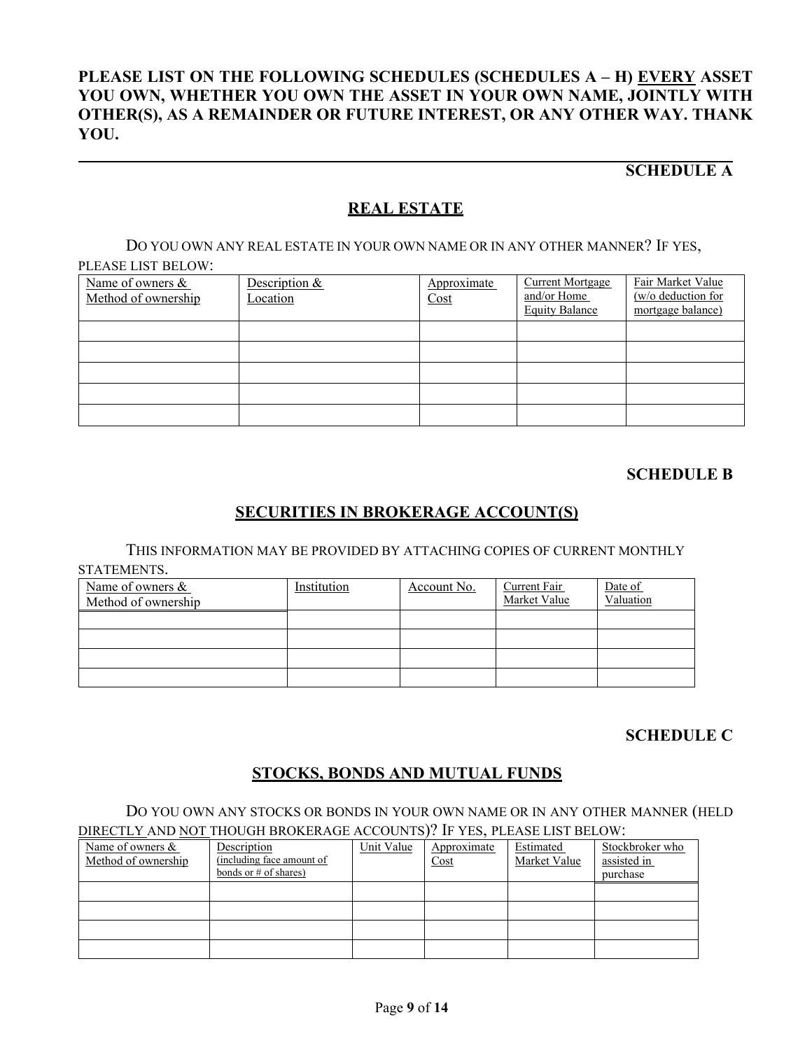**PLEASE LIST ON THE FOLLOWING SCHEDULES (SCHEDULES A – H) EVERY ASSET YOU OWN, WHETHER YOU OWN THE ASSET IN YOUR OWN NAME, JOINTLY WITH OTHER(S), AS A REMAINDER OR FUTURE INTEREST, OR ANY OTHER WAY. THANK YOU.**

---

**SCHEDULE A**

## REAL ESTATE

DO YOU OWN ANY REAL ESTATE IN YOUR OWN NAME OR IN ANY OTHER MANNER? IF YES, PLEASE LIST BELOW:

| Name of owners & Method of ownership | Description & Location | Approximate Cost | Current Mortgage and/or Home Equity Balance | Fair Market Value (w/o deduction for mortgage balance) |
|---|---|---|---|---|
| | | | | |
| | | | | |
| | | | | |
| | | | | |
| | | | | |

**SCHEDULE B**

## SECURITIES IN BROKERAGE ACCOUNT(S)

THIS INFORMATION MAY BE PROVIDED BY ATTACHING COPIES OF CURRENT MONTHLY STATEMENTS.

| Name of owners & Method of ownership | Institution | Account No. | Current Fair Market Value | Date of Valuation |
|---|---|---|---|---|
| | | | | |
| | | | | |
| | | | | |
| | | | | |

**SCHEDULE C**

## STOCKS, BONDS AND MUTUAL FUNDS

DO YOU OWN ANY STOCKS OR BONDS IN YOUR OWN NAME OR IN ANY OTHER MANNER (HELD DIRECTLY AND NOT THOUGH BROKERAGE ACCOUNTS)? IF YES, PLEASE LIST BELOW:

| Name of owners & Method of ownership | Description (including face amount of bonds or # of shares) | Unit Value | Approximate Cost | Estimated Market Value | Stockbroker who assisted in purchase |
|---|---|---|---|---|---|
| | | | | | |
| | | | | | |
| | | | | | |
| | | | | | |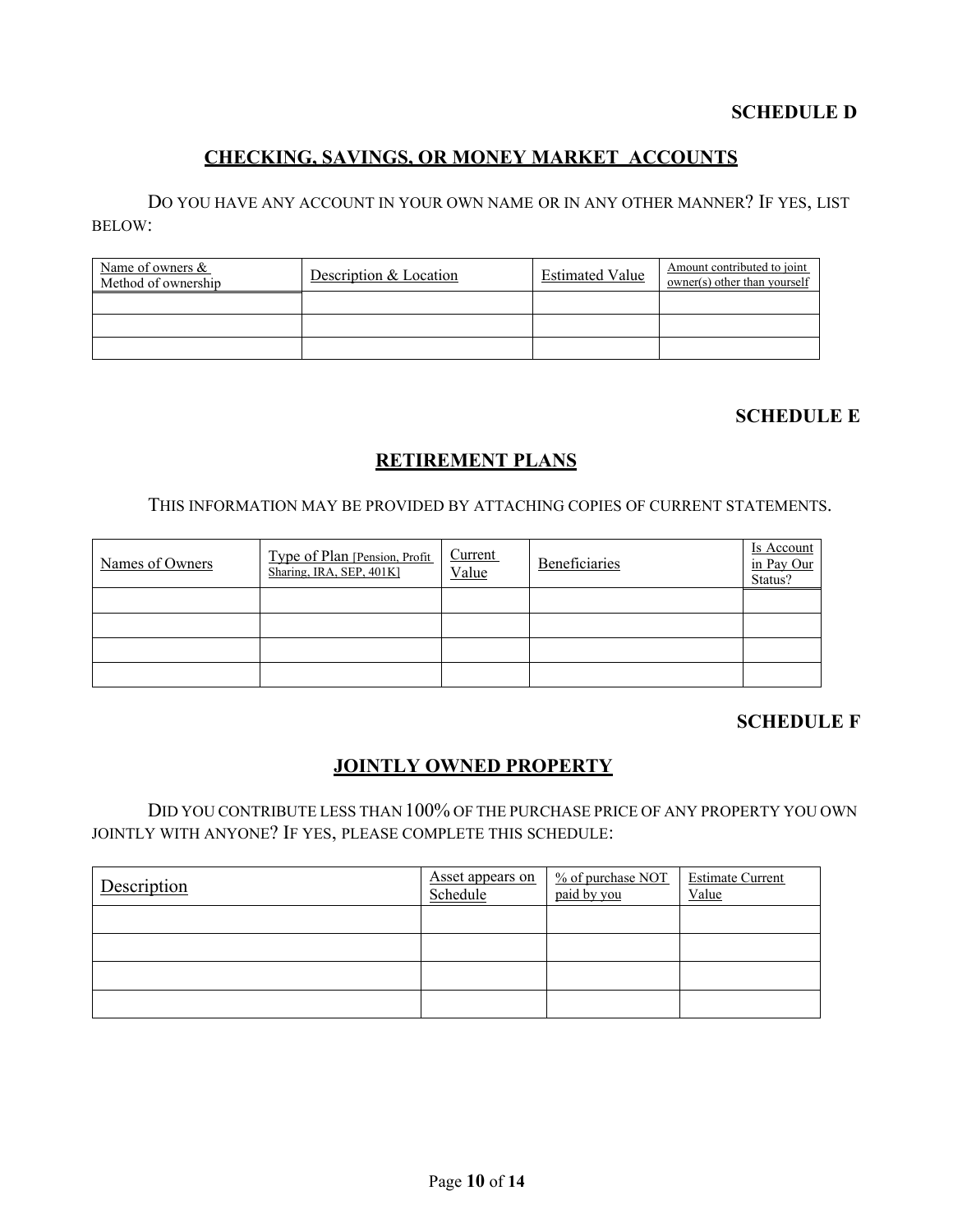**SCHEDULE D**

## CHECKING, SAVINGS, OR MONEY MARKET ACCOUNTS

DO YOU HAVE ANY ACCOUNT IN YOUR OWN NAME OR IN ANY OTHER MANNER? IF YES, LIST BELOW:

| Name of owners & Method of ownership | Description & Location | Estimated Value | Amount contributed to joint owner(s) other than yourself |
|---|---|---|---|
| | | | |
| | | | |
| | | | |

**SCHEDULE E**

## RETIREMENT PLANS

THIS INFORMATION MAY BE PROVIDED BY ATTACHING COPIES OF CURRENT STATEMENTS.

| Names of Owners | Type of Plan [Pension, Profit Sharing, IRA, SEP, 401K] | Current Value | Beneficiaries | Is Account in Pay Our Status? |
|---|---|---|---|---|
| | | | | |
| | | | | |
| | | | | |
| | | | | |

**SCHEDULE F**

## JOINTLY OWNED PROPERTY

DID YOU CONTRIBUTE LESS THAN 100% OF THE PURCHASE PRICE OF ANY PROPERTY YOU OWN JOINTLY WITH ANYONE? IF YES, PLEASE COMPLETE THIS SCHEDULE:

| Description | Asset appears on Schedule | % of purchase NOT paid by you | Estimate Current Value |
|---|---|---|---|
| | | | |
| | | | |
| | | | |
| | | | |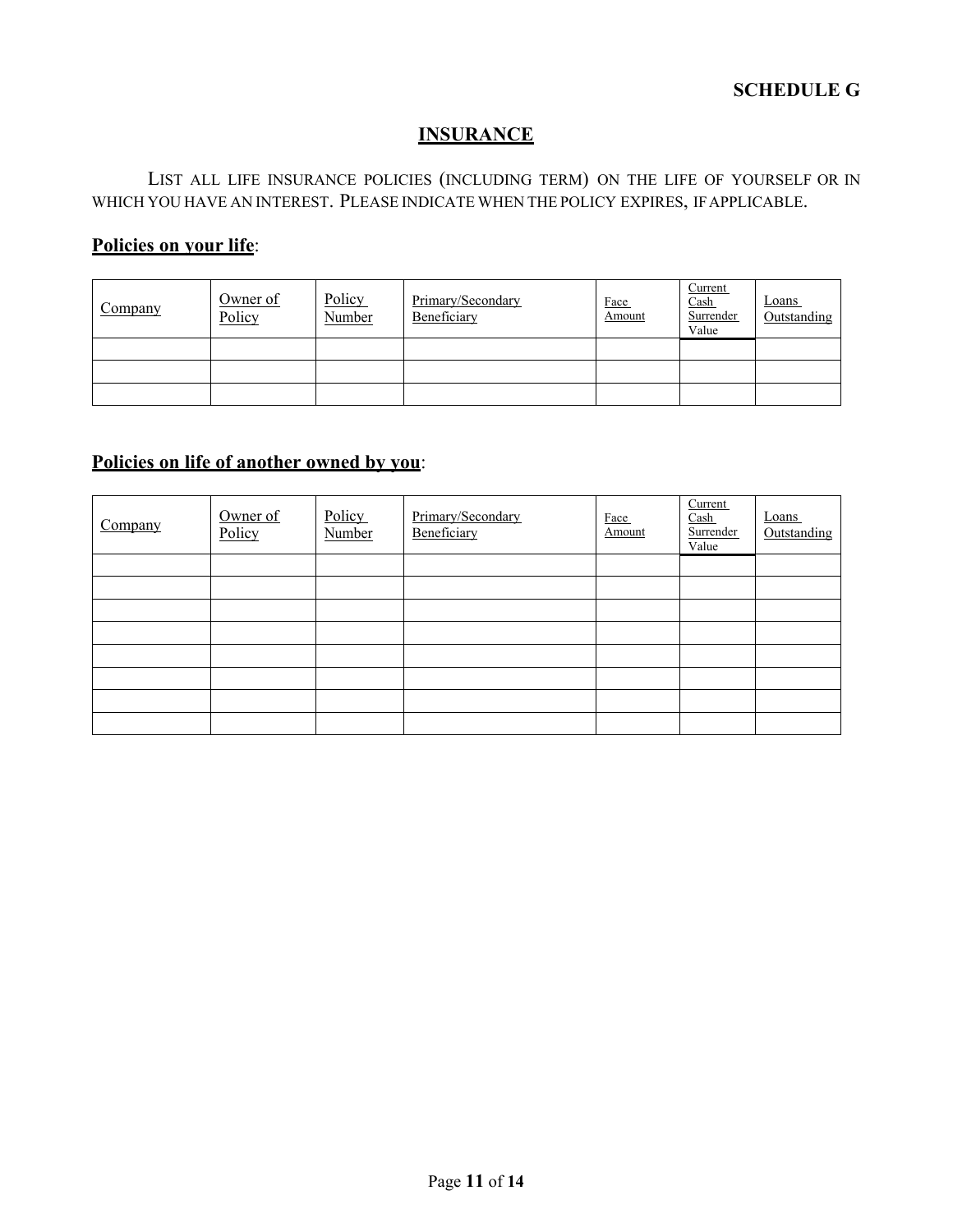**SCHEDULE G**

## INSURANCE

LIST ALL LIFE INSURANCE POLICIES (INCLUDING TERM) ON THE LIFE OF YOURSELF OR IN WHICH YOU HAVE AN INTEREST. PLEASE INDICATE WHEN THE POLICY EXPIRES, IF APPLICABLE.

### Policies on your life:

| Company | Owner of Policy | Policy Number | Primary/Secondary Beneficiary | Face Amount | Current Cash Surrender Value | Loans Outstanding |
|---|---|---|---|---|---|---|
| | | | | | | |
| | | | | | | |
| | | | | | | |

### Policies on life of another owned by you:

| Company | Owner of Policy | Policy Number | Primary/Secondary Beneficiary | Face Amount | Current Cash Surrender Value | Loans Outstanding |
|---|---|---|---|---|---|---|
| | | | | | | |
| | | | | | | |
| | | | | | | |
| | | | | | | |
| | | | | | | |
| | | | | | | |
| | | | | | | |
| | | | | | | |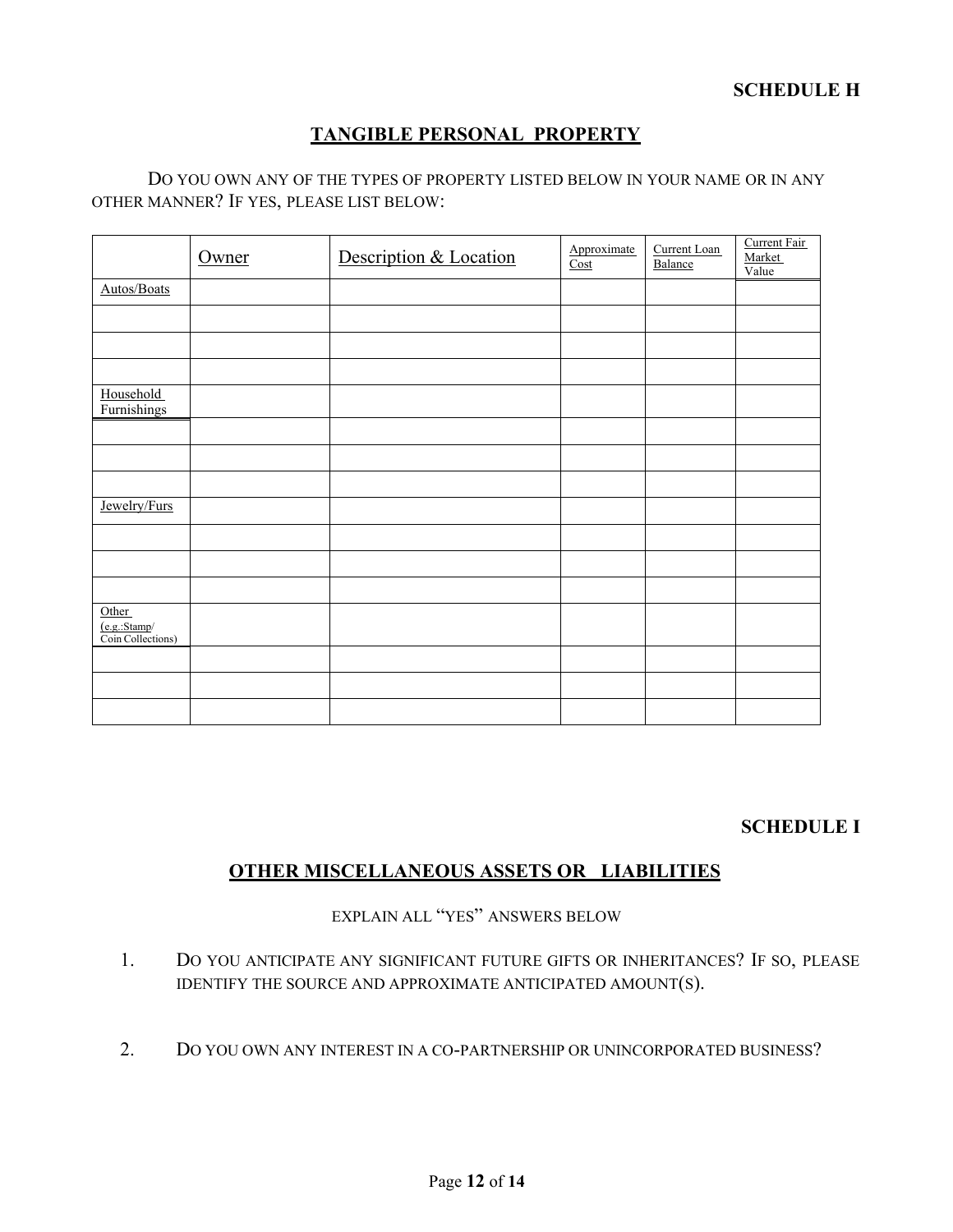**SCHEDULE H**

## TANGIBLE PERSONAL PROPERTY

DO YOU OWN ANY OF THE TYPES OF PROPERTY LISTED BELOW IN YOUR NAME OR IN ANY OTHER MANNER? IF YES, PLEASE LIST BELOW:

| | Owner | Description & Location | Approximate Cost | Current Loan Balance | Current Fair Market Value |
|---|---|---|---|---|---|
| Autos/Boats | | | | | |
| | | | | | |
| | | | | | |
| | | | | | |
| Household Furnishings | | | | | |
| | | | | | |
| | | | | | |
| | | | | | |
| Jewelry/Furs | | | | | |
| | | | | | |
| | | | | | |
| | | | | | |
| Other (e.g.:Stamp/ Coin Collections) | | | | | |
| | | | | | |
| | | | | | |
| | | | | | |

**SCHEDULE I**

## OTHER MISCELLANEOUS ASSETS OR LIABILITIES

EXPLAIN ALL "YES" ANSWERS BELOW

1. DO YOU ANTICIPATE ANY SIGNIFICANT FUTURE GIFTS OR INHERITANCES? IF SO, PLEASE IDENTIFY THE SOURCE AND APPROXIMATE ANTICIPATED AMOUNT(S).

2. DO YOU OWN ANY INTEREST IN A CO-PARTNERSHIP OR UNINCORPORATED BUSINESS?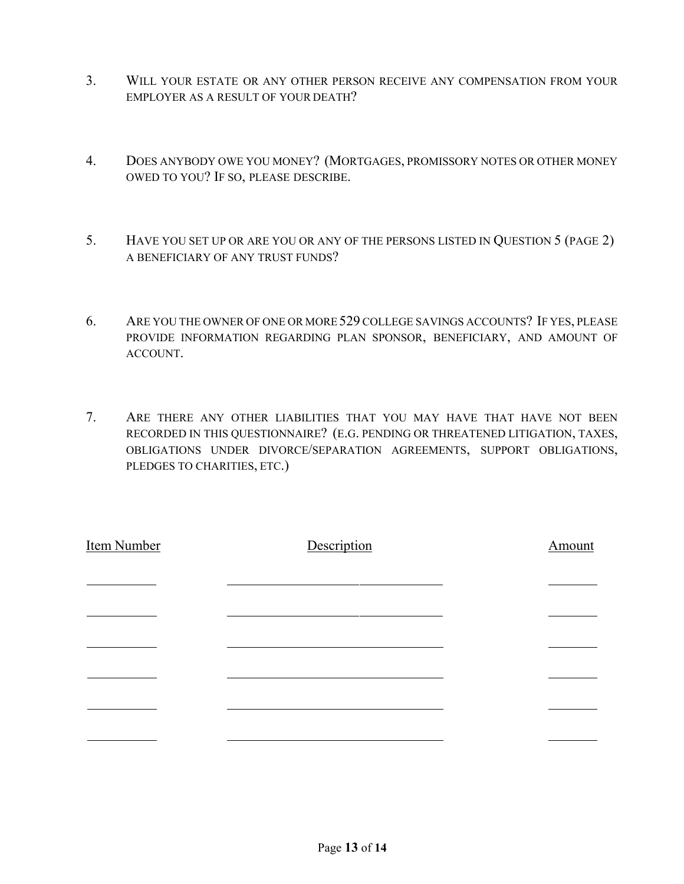3. WILL YOUR ESTATE OR ANY OTHER PERSON RECEIVE ANY COMPENSATION FROM YOUR EMPLOYER AS A RESULT OF YOUR DEATH?

4. DOES ANYBODY OWE YOU MONEY? (MORTGAGES, PROMISSORY NOTES OR OTHER MONEY OWED TO YOU? IF SO, PLEASE DESCRIBE.

5. HAVE YOU SET UP OR ARE YOU OR ANY OF THE PERSONS LISTED IN QUESTION 5 (PAGE 2) A BENEFICIARY OF ANY TRUST FUNDS?

6. ARE YOU THE OWNER OF ONE OR MORE 529 COLLEGE SAVINGS ACCOUNTS? IF YES, PLEASE PROVIDE INFORMATION REGARDING PLAN SPONSOR, BENEFICIARY, AND AMOUNT OF ACCOUNT.

7. ARE THERE ANY OTHER LIABILITIES THAT YOU MAY HAVE THAT HAVE NOT BEEN RECORDED IN THIS QUESTIONNAIRE? (E.G. PENDING OR THREATENED LITIGATION, TAXES, OBLIGATIONS UNDER DIVORCE/SEPARATION AGREEMENTS, SUPPORT OBLIGATIONS, PLEDGES TO CHARITIES, ETC.)

| Item Number | Description | Amount |
| --- | --- | --- |
| ____ | ____________ | ____ |
| ____ | ____________ | ____ |
| ____ | ____________ | ____ |
| ____ | ____________ | ____ |
| ____ | ____________ | ____ |
| ____ | ____________ | ____ |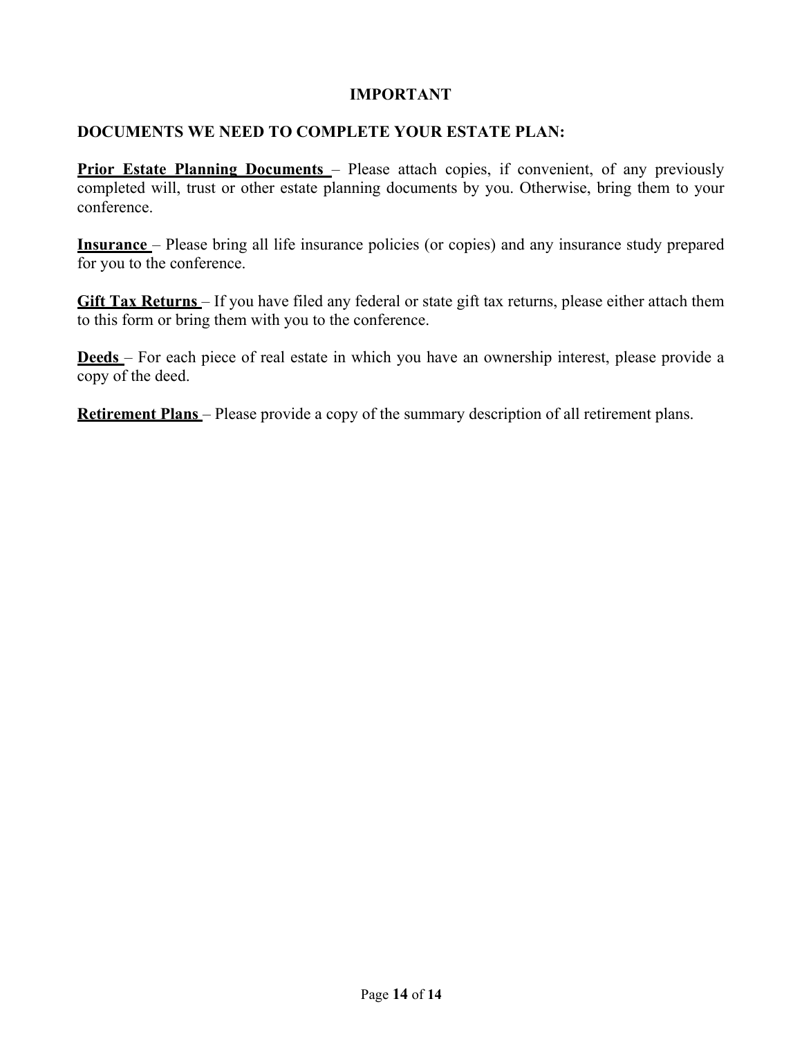## IMPORTANT

### DOCUMENTS WE NEED TO COMPLETE YOUR ESTATE PLAN:

**Prior Estate Planning Documents** – Please attach copies, if convenient, of any previously completed will, trust or other estate planning documents by you. Otherwise, bring them to your conference.

**Insurance** – Please bring all life insurance policies (or copies) and any insurance study prepared for you to the conference.

**Gift Tax Returns** – If you have filed any federal or state gift tax returns, please either attach them to this form or bring them with you to the conference.

**Deeds** – For each piece of real estate in which you have an ownership interest, please provide a copy of the deed.

**Retirement Plans** – Please provide a copy of the summary description of all retirement plans.